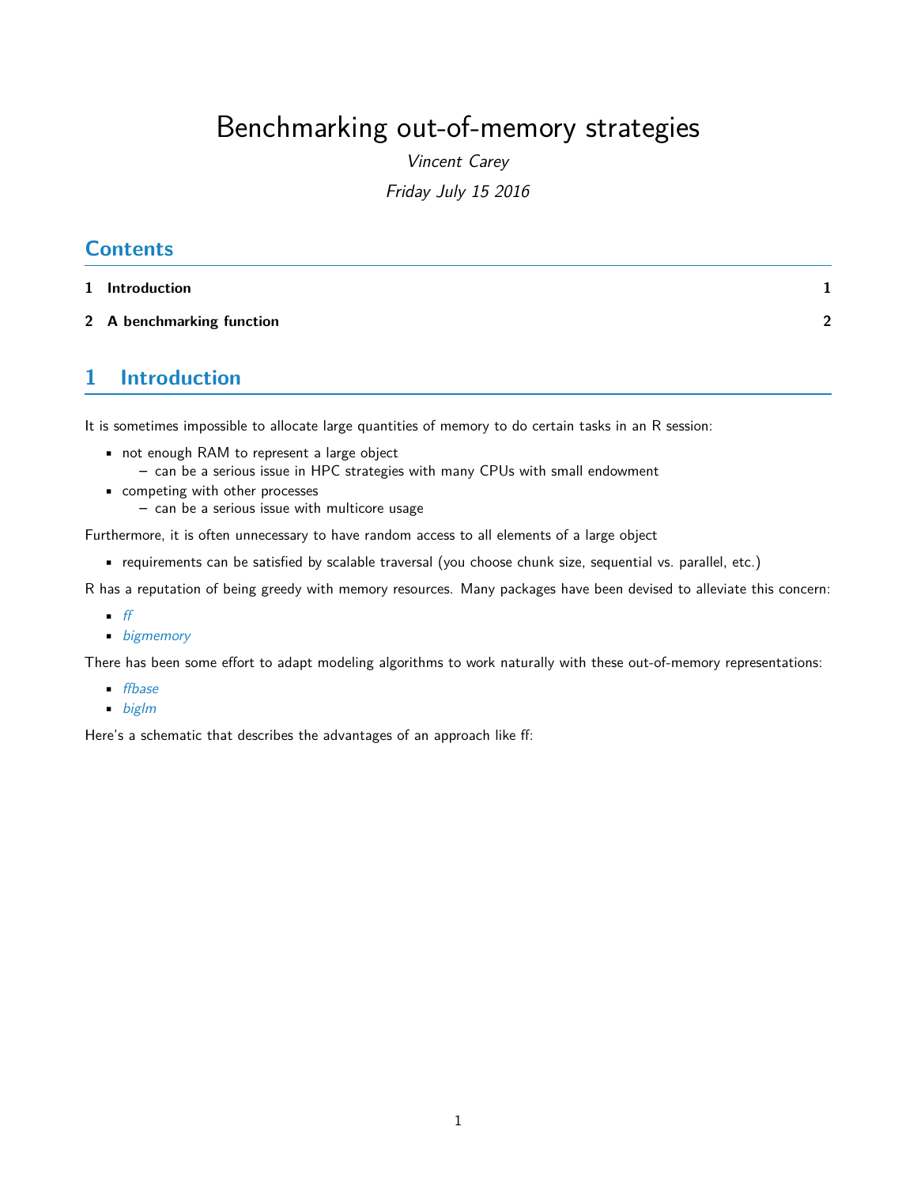# Benchmarking out-of-memory strategies

*Vincent Carey*

*Friday July 15 2016*

## Contents

1 Introduction 1

2 A benchmarking function 2

## 1 Introduction

It is sometimes impossible to allocate large quantities of memory to do certain tasks in an R session:

- not enough RAM to represent a large object
  - can be a serious issue in HPC strategies with many CPUs with small endowment
- competing with other processes
  - can be a serious issue with multicore usage

Furthermore, it is often unnecessary to have random access to all elements of a large object

- requirements can be satisfied by scalable traversal (you choose chunk size, sequential vs. parallel, etc.)

R has a reputation of being greedy with memory resources. Many packages have been devised to alleviate this concern:

- *ff*
- *bigmemory*

There has been some effort to adapt modeling algorithms to work naturally with these out-of-memory representations:

- *ffbase*
- *biglm*

Here's a schematic that describes the advantages of an approach like ff: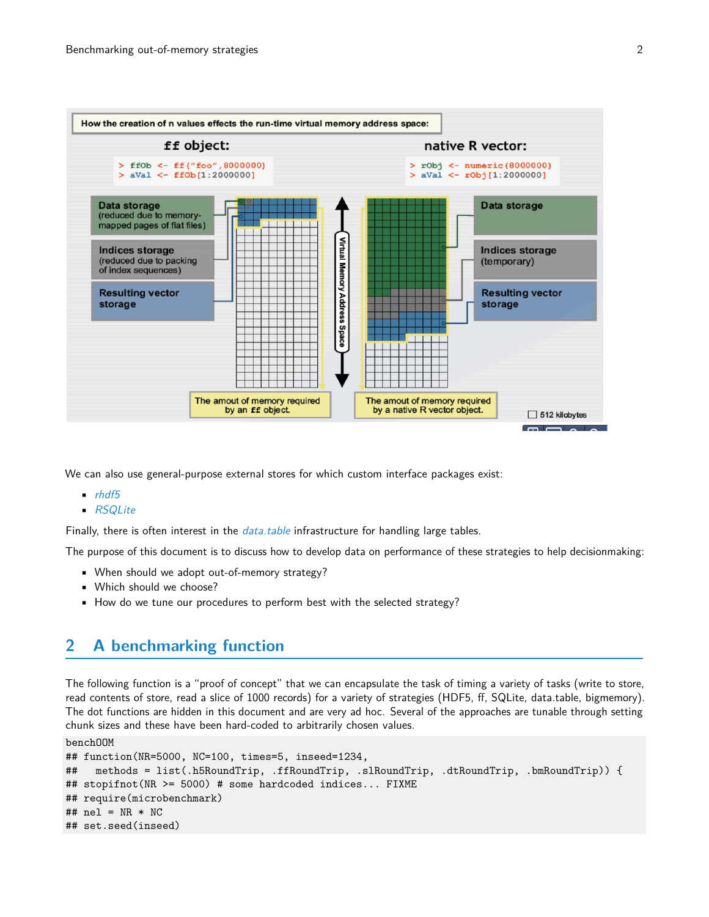We can also use general-purpose external stores for which custom interface packages exist:

- *rhdf5*
- *RSQLite*

Finally, there is often interest in the *data.table* infrastructure for handling large tables.

The purpose of this document is to discuss how to develop data on performance of these strategies to help decisionmaking:

- When should we adopt out-of-memory strategy?
- Which should we choose?
- How do we tune our procedures to perform best with the selected strategy?

## 2 A benchmarking function

The following function is a "proof of concept" that we can encapsulate the task of timing a variety of tasks (write to store, read contents of store, read a slice of 1000 records) for a variety of strategies (HDF5, ff, SQLite, data.table, bigmemory). The dot functions are hidden in this document and are very ad hoc. Several of the approaches are tunable through setting chunk sizes and these have been hard-coded to arbitrarily chosen values.

```
benchOOM
## function(NR=5000, NC=100, times=5, inseed=1234,
##   methods = list(.h5RoundTrip, .ffRoundTrip, .slRoundTrip, .dtRoundTrip, .bmRoundTrip)) {
## stopifnot(NR >= 5000) # some hardcoded indices... FIXME
## require(microbenchmark)
## nel = NR * NC
## set.seed(inseed)
```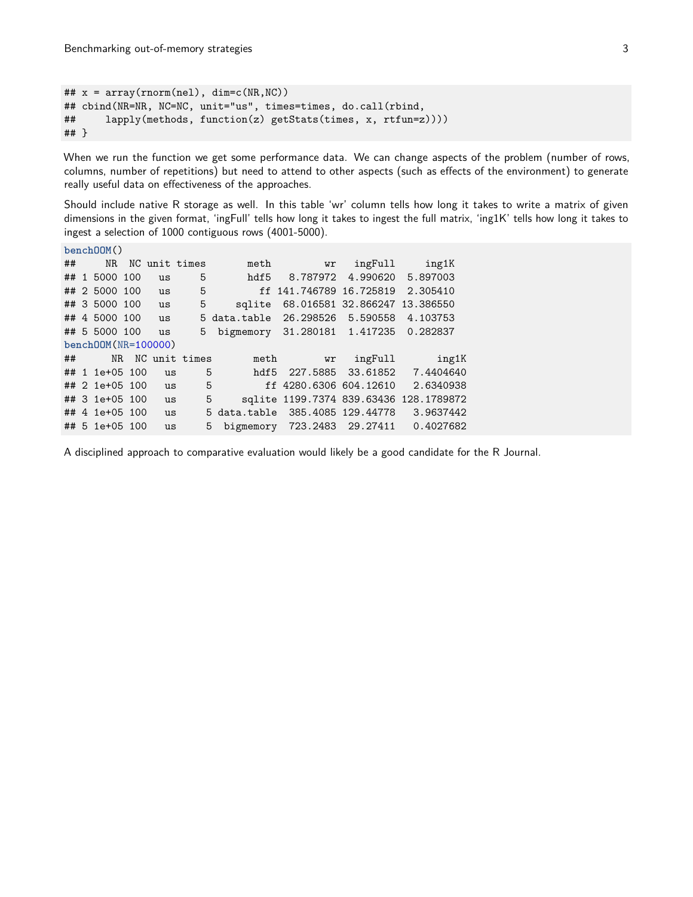```
## x = array(rnorm(nel), dim=c(NR,NC))
## cbind(NR=NR, NC=NC, unit="us", times=times, do.call(rbind,
##     lapply(methods, function(z) getStats(times, x, rtfun=z))))
## }
```

When we run the function we get some performance data. We can change aspects of the problem (number of rows, columns, number of repetitions) but need to attend to other aspects (such as effects of the environment) to generate really useful data on effectiveness of the approaches.

Should include native R storage as well. In this table 'wr' column tells how long it takes to write a matrix of given dimensions in the given format, 'ingFull' tells how long it takes to ingest the full matrix, 'ing1K' tells how long it takes to ingest a selection of 1000 contiguous rows (4001-5000).

```
benchOOM()
##     NR  NC unit times       meth         wr   ingFull     ing1K
## 1 5000 100   us     5       hdf5   8.787972  4.990620  5.897003
## 2 5000 100   us     5         ff 141.746789 16.725819  2.305410
## 3 5000 100   us     5     sqlite  68.016581 32.866247 13.386550
## 4 5000 100   us     5 data.table  26.298526  5.590558  4.103753
## 5 5000 100   us     5  bigmemory  31.280181  1.417235  0.282837
benchOOM(NR=100000)
##      NR  NC unit times       meth        wr   ingFull       ing1K
## 1 1e+05 100   us     5       hdf5  227.5885  33.61852   7.4404640
## 2 1e+05 100   us     5         ff 4280.6306 604.12610   2.6340938
## 3 1e+05 100   us     5     sqlite 1199.7374 839.63436 128.1789872
## 4 1e+05 100   us     5 data.table  385.4085 129.44778   3.9637442
## 5 1e+05 100   us     5  bigmemory  723.2483  29.27411   0.4027682
```

A disciplined approach to comparative evaluation would likely be a good candidate for the R Journal.